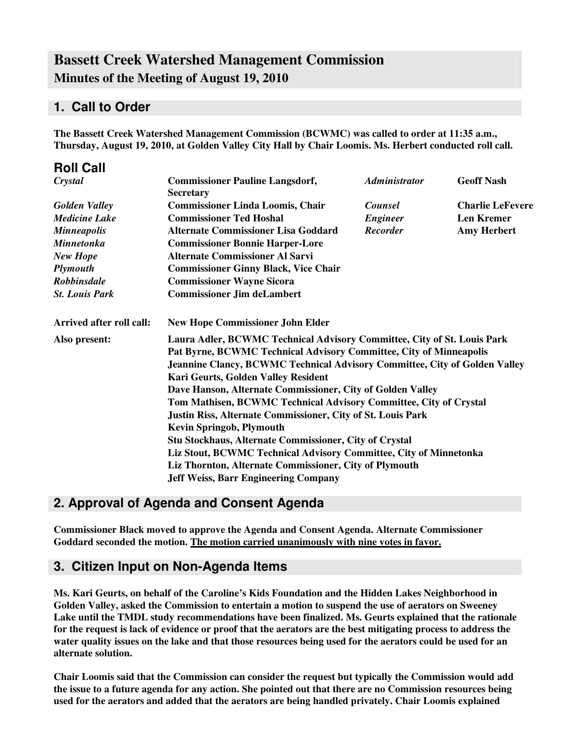# Bassett Creek Watershed Management Commission

## Minutes of the Meeting of August 19, 2010

## 1. Call to Order

**The Bassett Creek Watershed Management Commission (BCWMC) was called to order at 11:35 a.m., Thursday, August 19, 2010, at Golden Valley City Hall by Chair Loomis. Ms. Herbert conducted roll call.**

## Roll Call

| | | | |
|---|---|---|---|
| *Crystal* | **Commissioner Pauline Langsdorf, Secretary** | *Administrator* | **Geoff Nash** |
| *Golden Valley* | **Commissioner Linda Loomis, Chair** | *Counsel* | **Charlie LeFevere** |
| *Medicine Lake* | **Commissioner Ted Hoshal** | *Engineer* | **Len Kremer** |
| *Minneapolis* | **Alternate Commissioner Lisa Goddard** | *Recorder* | **Amy Herbert** |
| *Minnetonka* | **Commissioner Bonnie Harper-Lore** | | |
| *New Hope* | **Alternate Commissioner Al Sarvi** | | |
| *Plymouth* | **Commissioner Ginny Black, Vice Chair** | | |
| *Robbinsdale* | **Commissioner Wayne Sicora** | | |
| *St. Louis Park* | **Commissioner Jim deLambert** | | |

**Arrived after roll call:** **New Hope Commissioner John Elder**

**Also present:**

**Laura Adler, BCWMC Technical Advisory Committee, City of St. Louis Park**
**Pat Byrne, BCWMC Technical Advisory Committee, City of Minneapolis**
**Jeannine Clancy, BCWMC Technical Advisory Committee, City of Golden Valley**
**Kari Geurts, Golden Valley Resident**
**Dave Hanson, Alternate Commissioner, City of Golden Valley**
**Tom Mathisen, BCWMC Technical Advisory Committee, City of Crystal**
**Justin Riss, Alternate Commissioner, City of St. Louis Park**
**Kevin Springob, Plymouth**
**Stu Stockhaus, Alternate Commissioner, City of Crystal**
**Liz Stout, BCWMC Technical Advisory Committee, City of Minnetonka**
**Liz Thornton, Alternate Commissioner, City of Plymouth**
**Jeff Weiss, Barr Engineering Company**

## 2. Approval of Agenda and Consent Agenda

**Commissioner Black moved to approve the Agenda and Consent Agenda. Alternate Commissioner Goddard seconded the motion. The motion carried unanimously with nine votes in favor.**

## 3. Citizen Input on Non-Agenda Items

**Ms. Kari Geurts, on behalf of the Caroline's Kids Foundation and the Hidden Lakes Neighborhood in Golden Valley, asked the Commission to entertain a motion to suspend the use of aerators on Sweeney Lake until the TMDL study recommendations have been finalized. Ms. Geurts explained that the rationale for the request is lack of evidence or proof that the aerators are the best mitigating process to address the water quality issues on the lake and that those resources being used for the aerators could be used for an alternate solution.**

**Chair Loomis said that the Commission can consider the request but typically the Commission would add the issue to a future agenda for any action. She pointed out that there are no Commission resources being used for the aerators and added that the aerators are being handled privately. Chair Loomis explained**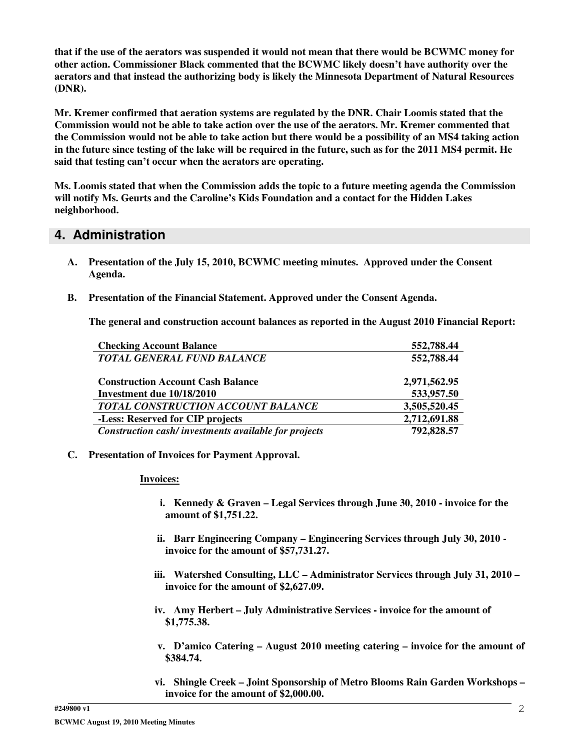**that if the use of the aerators was suspended it would not mean that there would be BCWMC money for other action. Commissioner Black commented that the BCWMC likely doesn't have authority over the aerators and that instead the authorizing body is likely the Minnesota Department of Natural Resources (DNR).**

**Mr. Kremer confirmed that aeration systems are regulated by the DNR. Chair Loomis stated that the Commission would not be able to take action over the use of the aerators. Mr. Kremer commented that the Commission would not be able to take action but there would be a possibility of an MS4 taking action in the future since testing of the lake will be required in the future, such as for the 2011 MS4 permit. He said that testing can't occur when the aerators are operating.**

**Ms. Loomis stated that when the Commission adds the topic to a future meeting agenda the Commission will notify Ms. Geurts and the Caroline's Kids Foundation and a contact for the Hidden Lakes neighborhood.**

## 4. Administration

**A. Presentation of the July 15, 2010, BCWMC meeting minutes. Approved under the Consent Agenda.**

**B. Presentation of the Financial Statement. Approved under the Consent Agenda.**

**The general and construction account balances as reported in the August 2010 Financial Report:**

| | |
|---|---:|
| **Checking Account Balance** | **552,788.44** |
| ***TOTAL GENERAL FUND BALANCE*** | **552,788.44** |
| | |
| **Construction Account Cash Balance** | **2,971,562.95** |
| **Investment due 10/18/2010** | **533,957.50** |
| ***TOTAL CONSTRUCTION ACCOUNT BALANCE*** | **3,505,520.45** |
| **-Less: Reserved for CIP projects** | **2,712,691.88** |
| ***Construction cash/ investments available for projects*** | **792,828.57** |

**C. Presentation of Invoices for Payment Approval.**

**Invoices:**

- **i. Kennedy & Graven – Legal Services through June 30, 2010 - invoice for the amount of $1,751.22.**
- **ii. Barr Engineering Company – Engineering Services through July 30, 2010 - invoice for the amount of $57,731.27.**
- **iii. Watershed Consulting, LLC – Administrator Services through July 31, 2010 – invoice for the amount of $2,627.09.**
- **iv. Amy Herbert – July Administrative Services - invoice for the amount of $1,775.38.**
- **v. D'amico Catering – August 2010 meeting catering – invoice for the amount of $384.74.**
- **vi. Shingle Creek – Joint Sponsorship of Metro Blooms Rain Garden Workshops – invoice for the amount of $2,000.00.**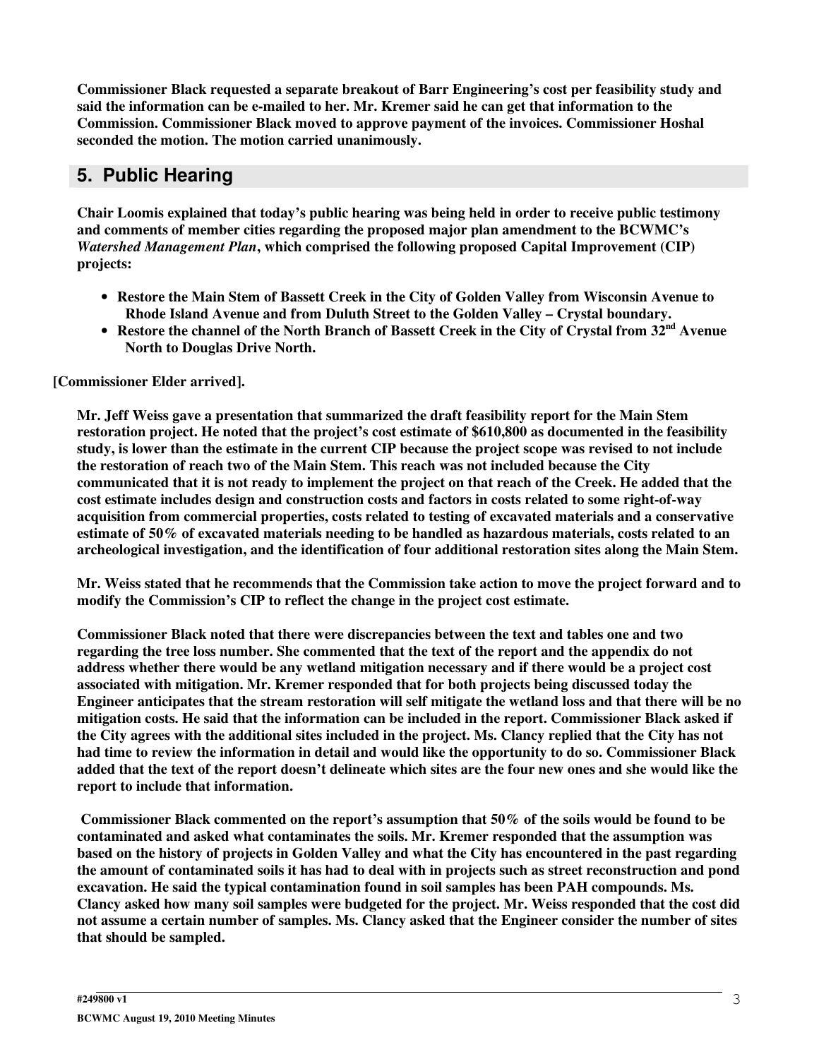**Commissioner Black requested a separate breakout of Barr Engineering's cost per feasibility study and said the information can be e-mailed to her. Mr. Kremer said he can get that information to the Commission. Commissioner Black moved to approve payment of the invoices. Commissioner Hoshal seconded the motion. The motion carried unanimously.**

## 5. Public Hearing

**Chair Loomis explained that today's public hearing was being held in order to receive public testimony and comments of member cities regarding the proposed major plan amendment to the BCWMC's *Watershed Management Plan*, which comprised the following proposed Capital Improvement (CIP) projects:**

- **Restore the Main Stem of Bassett Creek in the City of Golden Valley from Wisconsin Avenue to Rhode Island Avenue and from Duluth Street to the Golden Valley – Crystal boundary.**
- **Restore the channel of the North Branch of Bassett Creek in the City of Crystal from 32nd Avenue North to Douglas Drive North.**

**[Commissioner Elder arrived].**

**Mr. Jeff Weiss gave a presentation that summarized the draft feasibility report for the Main Stem restoration project. He noted that the project's cost estimate of $610,800 as documented in the feasibility study, is lower than the estimate in the current CIP because the project scope was revised to not include the restoration of reach two of the Main Stem. This reach was not included because the City communicated that it is not ready to implement the project on that reach of the Creek. He added that the cost estimate includes design and construction costs and factors in costs related to some right-of-way acquisition from commercial properties, costs related to testing of excavated materials and a conservative estimate of 50% of excavated materials needing to be handled as hazardous materials, costs related to an archeological investigation, and the identification of four additional restoration sites along the Main Stem.**

**Mr. Weiss stated that he recommends that the Commission take action to move the project forward and to modify the Commission's CIP to reflect the change in the project cost estimate.**

**Commissioner Black noted that there were discrepancies between the text and tables one and two regarding the tree loss number. She commented that the text of the report and the appendix do not address whether there would be any wetland mitigation necessary and if there would be a project cost associated with mitigation. Mr. Kremer responded that for both projects being discussed today the Engineer anticipates that the stream restoration will self mitigate the wetland loss and that there will be no mitigation costs. He said that the information can be included in the report. Commissioner Black asked if the City agrees with the additional sites included in the project. Ms. Clancy replied that the City has not had time to review the information in detail and would like the opportunity to do so. Commissioner Black added that the text of the report doesn't delineate which sites are the four new ones and she would like the report to include that information.**

**Commissioner Black commented on the report's assumption that 50% of the soils would be found to be contaminated and asked what contaminates the soils. Mr. Kremer responded that the assumption was based on the history of projects in Golden Valley and what the City has encountered in the past regarding the amount of contaminated soils it has had to deal with in projects such as street reconstruction and pond excavation. He said the typical contamination found in soil samples has been PAH compounds. Ms. Clancy asked how many soil samples were budgeted for the project. Mr. Weiss responded that the cost did not assume a certain number of samples. Ms. Clancy asked that the Engineer consider the number of sites that should be sampled.**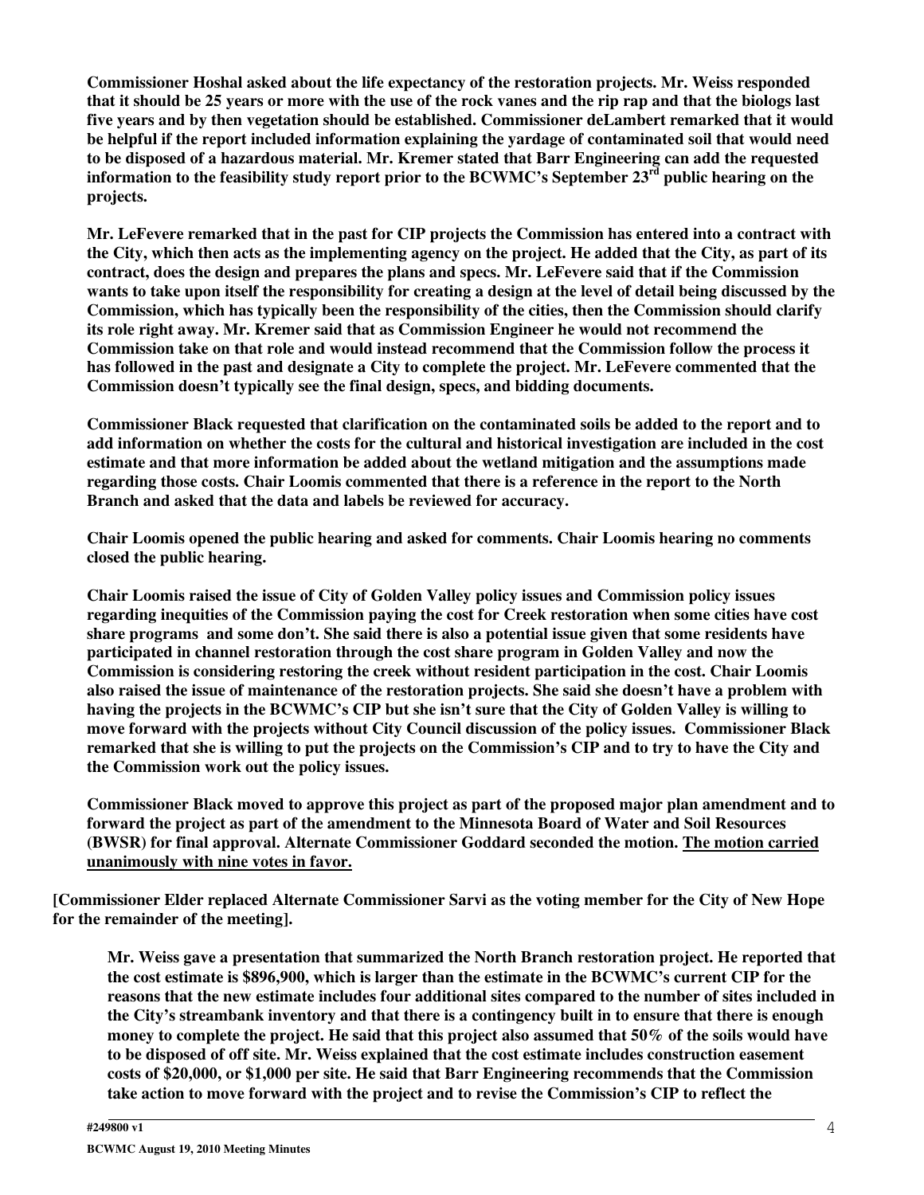**Commissioner Hoshal asked about the life expectancy of the restoration projects. Mr. Weiss responded that it should be 25 years or more with the use of the rock vanes and the rip rap and that the biologs last five years and by then vegetation should be established. Commissioner deLambert remarked that it would be helpful if the report included information explaining the yardage of contaminated soil that would need to be disposed of a hazardous material. Mr. Kremer stated that Barr Engineering can add the requested information to the feasibility study report prior to the BCWMC's September 23rd public hearing on the projects.**

**Mr. LeFevere remarked that in the past for CIP projects the Commission has entered into a contract with the City, which then acts as the implementing agency on the project. He added that the City, as part of its contract, does the design and prepares the plans and specs. Mr. LeFevere said that if the Commission wants to take upon itself the responsibility for creating a design at the level of detail being discussed by the Commission, which has typically been the responsibility of the cities, then the Commission should clarify its role right away. Mr. Kremer said that as Commission Engineer he would not recommend the Commission take on that role and would instead recommend that the Commission follow the process it has followed in the past and designate a City to complete the project. Mr. LeFevere commented that the Commission doesn't typically see the final design, specs, and bidding documents.**

**Commissioner Black requested that clarification on the contaminated soils be added to the report and to add information on whether the costs for the cultural and historical investigation are included in the cost estimate and that more information be added about the wetland mitigation and the assumptions made regarding those costs. Chair Loomis commented that there is a reference in the report to the North Branch and asked that the data and labels be reviewed for accuracy.**

**Chair Loomis opened the public hearing and asked for comments. Chair Loomis hearing no comments closed the public hearing.**

**Chair Loomis raised the issue of City of Golden Valley policy issues and Commission policy issues regarding inequities of the Commission paying the cost for Creek restoration when some cities have cost share programs and some don't. She said there is also a potential issue given that some residents have participated in channel restoration through the cost share program in Golden Valley and now the Commission is considering restoring the creek without resident participation in the cost. Chair Loomis also raised the issue of maintenance of the restoration projects. She said she doesn't have a problem with having the projects in the BCWMC's CIP but she isn't sure that the City of Golden Valley is willing to move forward with the projects without City Council discussion of the policy issues. Commissioner Black remarked that she is willing to put the projects on the Commission's CIP and to try to have the City and the Commission work out the policy issues.**

**Commissioner Black moved to approve this project as part of the proposed major plan amendment and to forward the project as part of the amendment to the Minnesota Board of Water and Soil Resources (BWSR) for final approval. Alternate Commissioner Goddard seconded the motion. <u>The motion carried unanimously with nine votes in favor.</u>**

**[Commissioner Elder replaced Alternate Commissioner Sarvi as the voting member for the City of New Hope for the remainder of the meeting].**

**Mr. Weiss gave a presentation that summarized the North Branch restoration project. He reported that the cost estimate is $896,900, which is larger than the estimate in the BCWMC's current CIP for the reasons that the new estimate includes four additional sites compared to the number of sites included in the City's streambank inventory and that there is a contingency built in to ensure that there is enough money to complete the project. He said that this project also assumed that 50% of the soils would have to be disposed of off site. Mr. Weiss explained that the cost estimate includes construction easement costs of $20,000, or $1,000 per site. He said that Barr Engineering recommends that the Commission take action to move forward with the project and to revise the Commission's CIP to reflect the**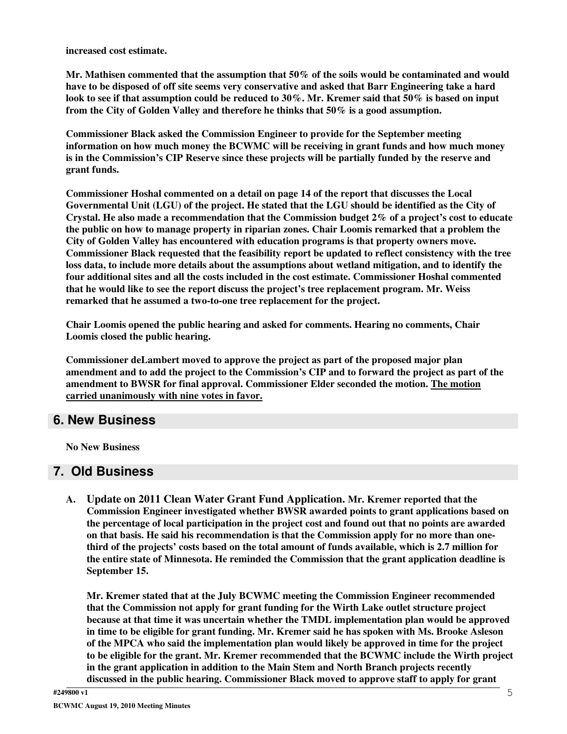**increased cost estimate.**

**Mr. Mathisen commented that the assumption that 50% of the soils would be contaminated and would have to be disposed of off site seems very conservative and asked that Barr Engineering take a hard look to see if that assumption could be reduced to 30%. Mr. Kremer said that 50% is based on input from the City of Golden Valley and therefore he thinks that 50% is a good assumption.**

**Commissioner Black asked the Commission Engineer to provide for the September meeting information on how much money the BCWMC will be receiving in grant funds and how much money is in the Commission's CIP Reserve since these projects will be partially funded by the reserve and grant funds.**

**Commissioner Hoshal commented on a detail on page 14 of the report that discusses the Local Governmental Unit (LGU) of the project. He stated that the LGU should be identified as the City of Crystal. He also made a recommendation that the Commission budget 2% of a project's cost to educate the public on how to manage property in riparian zones. Chair Loomis remarked that a problem the City of Golden Valley has encountered with education programs is that property owners move. Commissioner Black requested that the feasibility report be updated to reflect consistency with the tree loss data, to include more details about the assumptions about wetland mitigation, and to identify the four additional sites and all the costs included in the cost estimate. Commissioner Hoshal commented that he would like to see the report discuss the project's tree replacement program. Mr. Weiss remarked that he assumed a two-to-one tree replacement for the project.**

**Chair Loomis opened the public hearing and asked for comments. Hearing no comments, Chair Loomis closed the public hearing.**

**Commissioner deLambert moved to approve the project as part of the proposed major plan amendment and to add the project to the Commission's CIP and to forward the project as part of the amendment to BWSR for final approval. Commissioner Elder seconded the motion. <u>The motion carried unanimously with nine votes in favor.</u>**

## 6. New Business

**No New Business**

## 7. Old Business

**A. Update on 2011 Clean Water Grant Fund Application. Mr. Kremer reported that the Commission Engineer investigated whether BWSR awarded points to grant applications based on the percentage of local participation in the project cost and found out that no points are awarded on that basis. He said his recommendation is that the Commission apply for no more than one-third of the projects' costs based on the total amount of funds available, which is 2.7 million for the entire state of Minnesota. He reminded the Commission that the grant application deadline is September 15.**

**Mr. Kremer stated that at the July BCWMC meeting the Commission Engineer recommended that the Commission not apply for grant funding for the Wirth Lake outlet structure project because at that time it was uncertain whether the TMDL implementation plan would be approved in time to be eligible for grant funding. Mr. Kremer said he has spoken with Ms. Brooke Asleson of the MPCA who said the implementation plan would likely be approved in time for the project to be eligible for the grant. Mr. Kremer recommended that the BCWMC include the Wirth project in the grant application in addition to the Main Stem and North Branch projects recently discussed in the public hearing. Commissioner Black moved to approve staff to apply for grant**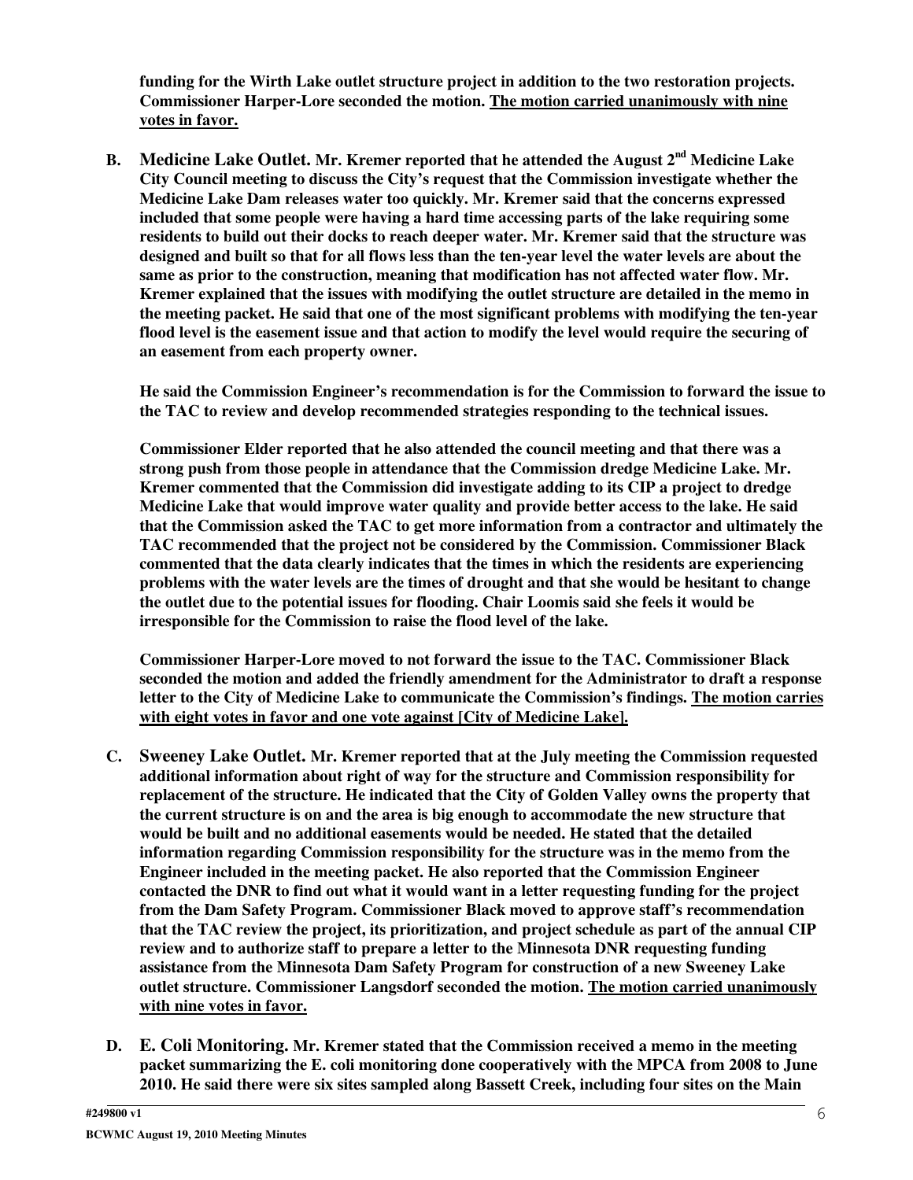**funding for the Wirth Lake outlet structure project in addition to the two restoration projects. Commissioner Harper-Lore seconded the motion. <u>The motion carried unanimously with nine votes in favor.</u>**

**B. Medicine Lake Outlet. Mr. Kremer reported that he attended the August 2nd Medicine Lake City Council meeting to discuss the City's request that the Commission investigate whether the Medicine Lake Dam releases water too quickly. Mr. Kremer said that the concerns expressed included that some people were having a hard time accessing parts of the lake requiring some residents to build out their docks to reach deeper water. Mr. Kremer said that the structure was designed and built so that for all flows less than the ten-year level the water levels are about the same as prior to the construction, meaning that modification has not affected water flow. Mr. Kremer explained that the issues with modifying the outlet structure are detailed in the memo in the meeting packet. He said that one of the most significant problems with modifying the ten-year flood level is the easement issue and that action to modify the level would require the securing of an easement from each property owner.**

**He said the Commission Engineer's recommendation is for the Commission to forward the issue to the TAC to review and develop recommended strategies responding to the technical issues.**

**Commissioner Elder reported that he also attended the council meeting and that there was a strong push from those people in attendance that the Commission dredge Medicine Lake. Mr. Kremer commented that the Commission did investigate adding to its CIP a project to dredge Medicine Lake that would improve water quality and provide better access to the lake. He said that the Commission asked the TAC to get more information from a contractor and ultimately the TAC recommended that the project not be considered by the Commission. Commissioner Black commented that the data clearly indicates that the times in which the residents are experiencing problems with the water levels are the times of drought and that she would be hesitant to change the outlet due to the potential issues for flooding. Chair Loomis said she feels it would be irresponsible for the Commission to raise the flood level of the lake.**

**Commissioner Harper-Lore moved to not forward the issue to the TAC. Commissioner Black seconded the motion and added the friendly amendment for the Administrator to draft a response letter to the City of Medicine Lake to communicate the Commission's findings. <u>The motion carries with eight votes in favor and one vote against [City of Medicine Lake].</u>**

**C. Sweeney Lake Outlet. Mr. Kremer reported that at the July meeting the Commission requested additional information about right of way for the structure and Commission responsibility for replacement of the structure. He indicated that the City of Golden Valley owns the property that the current structure is on and the area is big enough to accommodate the new structure that would be built and no additional easements would be needed. He stated that the detailed information regarding Commission responsibility for the structure was in the memo from the Engineer included in the meeting packet. He also reported that the Commission Engineer contacted the DNR to find out what it would want in a letter requesting funding for the project from the Dam Safety Program. Commissioner Black moved to approve staff's recommendation that the TAC review the project, its prioritization, and project schedule as part of the annual CIP review and to authorize staff to prepare a letter to the Minnesota DNR requesting funding assistance from the Minnesota Dam Safety Program for construction of a new Sweeney Lake outlet structure. Commissioner Langsdorf seconded the motion. <u>The motion carried unanimously with nine votes in favor.</u>**

**D. E. Coli Monitoring. Mr. Kremer stated that the Commission received a memo in the meeting packet summarizing the E. coli monitoring done cooperatively with the MPCA from 2008 to June 2010. He said there were six sites sampled along Bassett Creek, including four sites on the Main**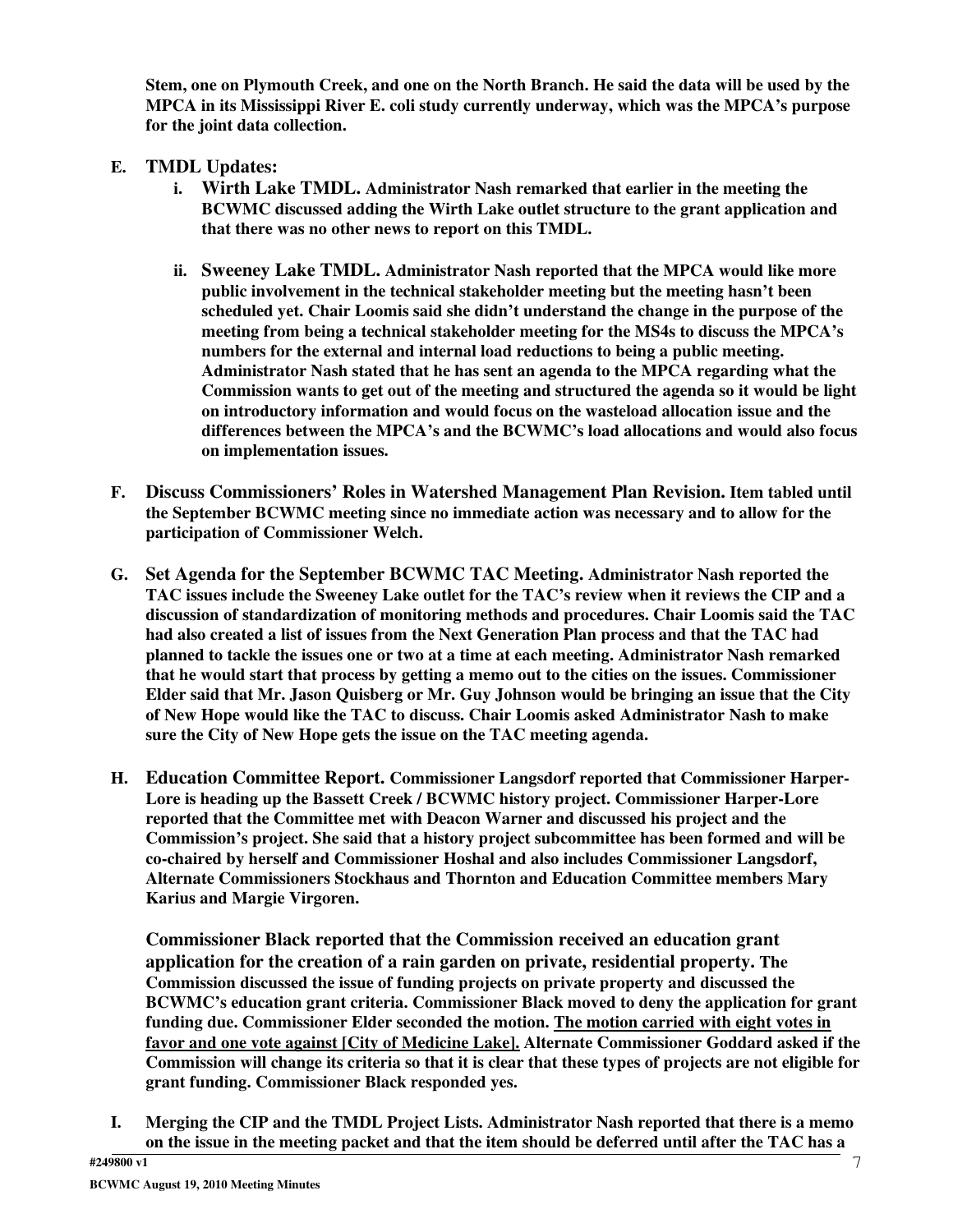**Stem, one on Plymouth Creek, and one on the North Branch. He said the data will be used by the MPCA in its Mississippi River E. coli study currently underway, which was the MPCA's purpose for the joint data collection.**

**E. TMDL Updates:**

  **i. Wirth Lake TMDL. Administrator Nash remarked that earlier in the meeting the BCWMC discussed adding the Wirth Lake outlet structure to the grant application and that there was no other news to report on this TMDL.**

  **ii. Sweeney Lake TMDL. Administrator Nash reported that the MPCA would like more public involvement in the technical stakeholder meeting but the meeting hasn't been scheduled yet. Chair Loomis said she didn't understand the change in the purpose of the meeting from being a technical stakeholder meeting for the MS4s to discuss the MPCA's numbers for the external and internal load reductions to being a public meeting. Administrator Nash stated that he has sent an agenda to the MPCA regarding what the Commission wants to get out of the meeting and structured the agenda so it would be light on introductory information and would focus on the wasteload allocation issue and the differences between the MPCA's and the BCWMC's load allocations and would also focus on implementation issues.**

**F. Discuss Commissioners' Roles in Watershed Management Plan Revision. Item tabled until the September BCWMC meeting since no immediate action was necessary and to allow for the participation of Commissioner Welch.**

**G. Set Agenda for the September BCWMC TAC Meeting. Administrator Nash reported the TAC issues include the Sweeney Lake outlet for the TAC's review when it reviews the CIP and a discussion of standardization of monitoring methods and procedures. Chair Loomis said the TAC had also created a list of issues from the Next Generation Plan process and that the TAC had planned to tackle the issues one or two at a time at each meeting. Administrator Nash remarked that he would start that process by getting a memo out to the cities on the issues. Commissioner Elder said that Mr. Jason Quisberg or Mr. Guy Johnson would be bringing an issue that the City of New Hope would like the TAC to discuss. Chair Loomis asked Administrator Nash to make sure the City of New Hope gets the issue on the TAC meeting agenda.**

**H. Education Committee Report. Commissioner Langsdorf reported that Commissioner Harper-Lore is heading up the Bassett Creek / BCWMC history project. Commissioner Harper-Lore reported that the Committee met with Deacon Warner and discussed his project and the Commission's project. She said that a history project subcommittee has been formed and will be co-chaired by herself and Commissioner Hoshal and also includes Commissioner Langsdorf, Alternate Commissioners Stockhaus and Thornton and Education Committee members Mary Karius and Margie Virgoren.**

**Commissioner Black reported that the Commission received an education grant application for the creation of a rain garden on private, residential property. The Commission discussed the issue of funding projects on private property and discussed the BCWMC's education grant criteria. Commissioner Black moved to deny the application for grant funding due. Commissioner Elder seconded the motion. <u>The motion carried with eight votes in favor and one vote against [City of Medicine Lake].</u> Alternate Commissioner Goddard asked if the Commission will change its criteria so that it is clear that these types of projects are not eligible for grant funding. Commissioner Black responded yes.**

**I. Merging the CIP and the TMDL Project Lists. Administrator Nash reported that there is a memo on the issue in the meeting packet and that the item should be deferred until after the TAC has a**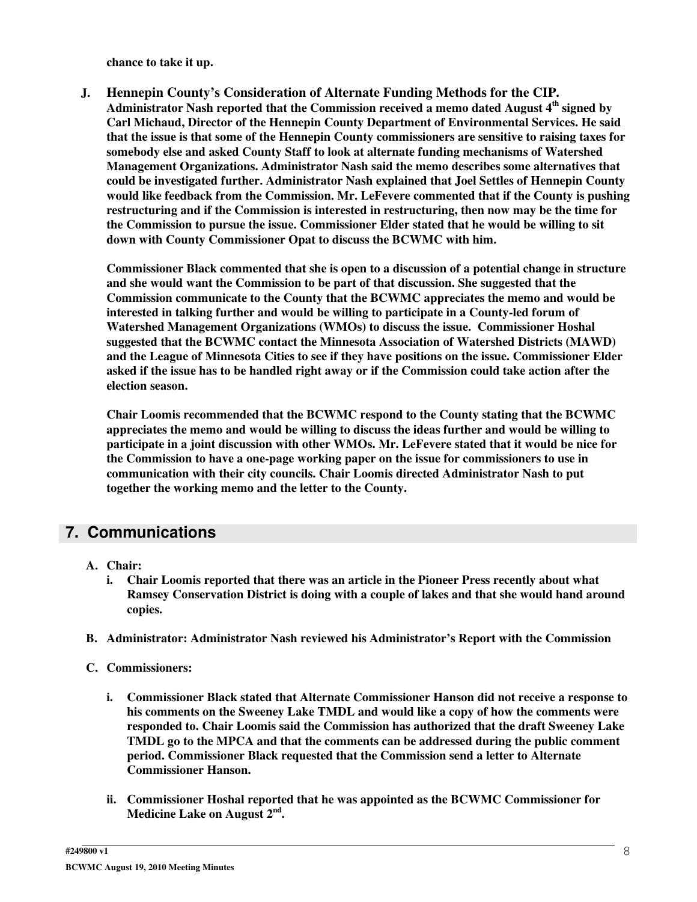**chance to take it up.**

**J. Hennepin County's Consideration of Alternate Funding Methods for the CIP.** **Administrator Nash reported that the Commission received a memo dated August 4th signed by Carl Michaud, Director of the Hennepin County Department of Environmental Services. He said that the issue is that some of the Hennepin County commissioners are sensitive to raising taxes for somebody else and asked County Staff to look at alternate funding mechanisms of Watershed Management Organizations. Administrator Nash said the memo describes some alternatives that could be investigated further. Administrator Nash explained that Joel Settles of Hennepin County would like feedback from the Commission. Mr. LeFevere commented that if the County is pushing restructuring and if the Commission is interested in restructuring, then now may be the time for the Commission to pursue the issue. Commissioner Elder stated that he would be willing to sit down with County Commissioner Opat to discuss the BCWMC with him.**

**Commissioner Black commented that she is open to a discussion of a potential change in structure and she would want the Commission to be part of that discussion. She suggested that the Commission communicate to the County that the BCWMC appreciates the memo and would be interested in talking further and would be willing to participate in a County-led forum of Watershed Management Organizations (WMOs) to discuss the issue. Commissioner Hoshal suggested that the BCWMC contact the Minnesota Association of Watershed Districts (MAWD) and the League of Minnesota Cities to see if they have positions on the issue. Commissioner Elder asked if the issue has to be handled right away or if the Commission could take action after the election season.**

**Chair Loomis recommended that the BCWMC respond to the County stating that the BCWMC appreciates the memo and would be willing to discuss the ideas further and would be willing to participate in a joint discussion with other WMOs. Mr. LeFevere stated that it would be nice for the Commission to have a one-page working paper on the issue for commissioners to use in communication with their city councils. Chair Loomis directed Administrator Nash to put together the working memo and the letter to the County.**

## 7. Communications

**A. Chair:**

**i. Chair Loomis reported that there was an article in the Pioneer Press recently about what Ramsey Conservation District is doing with a couple of lakes and that she would hand around copies.**

**B. Administrator: Administrator Nash reviewed his Administrator's Report with the Commission**

**C. Commissioners:**

**i. Commissioner Black stated that Alternate Commissioner Hanson did not receive a response to his comments on the Sweeney Lake TMDL and would like a copy of how the comments were responded to. Chair Loomis said the Commission has authorized that the draft Sweeney Lake TMDL go to the MPCA and that the comments can be addressed during the public comment period. Commissioner Black requested that the Commission send a letter to Alternate Commissioner Hanson.**

**ii. Commissioner Hoshal reported that he was appointed as the BCWMC Commissioner for Medicine Lake on August 2nd.**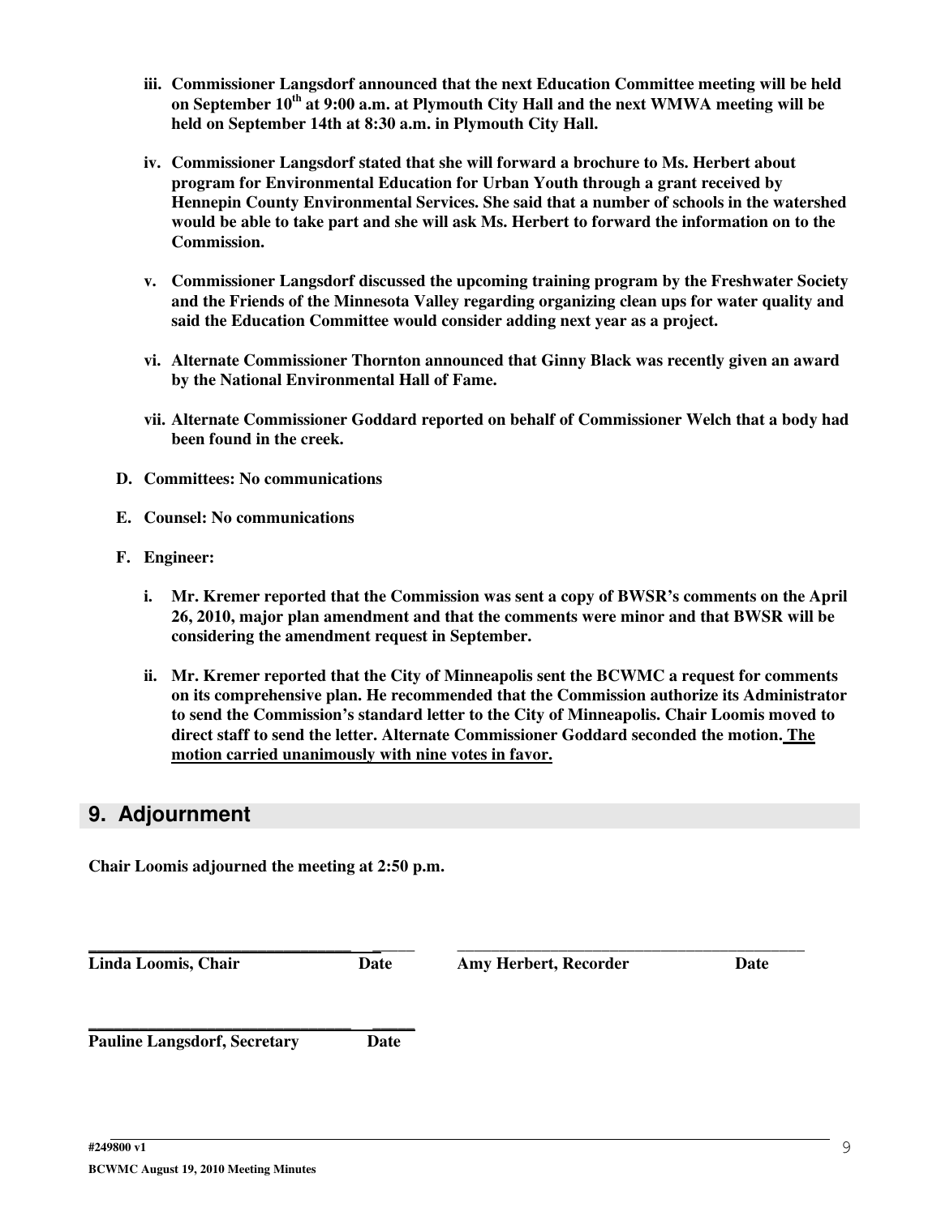**iii. Commissioner Langsdorf announced that the next Education Committee meeting will be held on September 10th at 9:00 a.m. at Plymouth City Hall and the next WMWA meeting will be held on September 14th at 8:30 a.m. in Plymouth City Hall.**

**iv. Commissioner Langsdorf stated that she will forward a brochure to Ms. Herbert about program for Environmental Education for Urban Youth through a grant received by Hennepin County Environmental Services. She said that a number of schools in the watershed would be able to take part and she will ask Ms. Herbert to forward the information on to the Commission.**

**v. Commissioner Langsdorf discussed the upcoming training program by the Freshwater Society and the Friends of the Minnesota Valley regarding organizing clean ups for water quality and said the Education Committee would consider adding next year as a project.**

**vi. Alternate Commissioner Thornton announced that Ginny Black was recently given an award by the National Environmental Hall of Fame.**

**vii. Alternate Commissioner Goddard reported on behalf of Commissioner Welch that a body had been found in the creek.**

**D. Committees: No communications**

**E. Counsel: No communications**

**F. Engineer:**

**i. Mr. Kremer reported that the Commission was sent a copy of BWSR's comments on the April 26, 2010, major plan amendment and that the comments were minor and that BWSR will be considering the amendment request in September.**

**ii. Mr. Kremer reported that the City of Minneapolis sent the BCWMC a request for comments on its comprehensive plan. He recommended that the Commission authorize its Administrator to send the Commission's standard letter to the City of Minneapolis. Chair Loomis moved to direct staff to send the letter. Alternate Commissioner Goddard seconded the motion. <u>The motion carried unanimously with nine votes in favor.</u>**

## 9. Adjournment

**Chair Loomis adjourned the meeting at 2:50 p.m.**

______________________________ ______ ________________________________________

**Linda Loomis, Chair Date Amy Herbert, Recorder Date**

______________________________ ______

**Pauline Langsdorf, Secretary Date**

**#249800 v1**

**BCWMC August 19, 2010 Meeting Minutes**